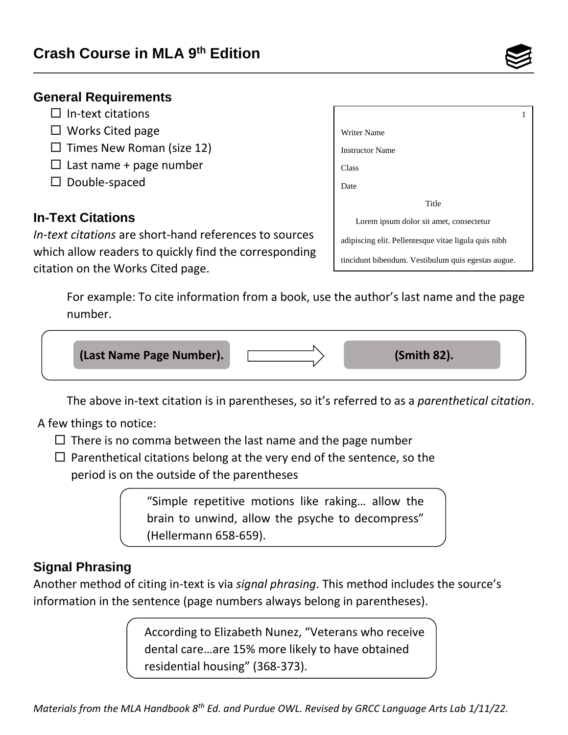# Crash Course in MLA 9th Edition

## General Requirements

- ☐ In-text citations
- ☐ Works Cited page
- ☐ Times New Roman (size 12)
- ☐ Last name + page number
- ☐ Double-spaced

1

Writer Name

Instructor Name

Class

Date

Title

Lorem ipsum dolor sit amet, consectetur adipiscing elit. Pellentesque vitae ligula quis nibh tincidunt bibendum. Vestibulum quis egestas augue.

## In-Text Citations

*In-text citations* are short-hand references to sources which allow readers to quickly find the corresponding citation on the Works Cited page.

For example: To cite information from a book, use the author's last name and the page number.

**(Last Name Page Number).** → **(Smith 82).**

The above in-text citation is in parentheses, so it's referred to as a *parenthetical citation*.

A few things to notice:

- ☐ There is no comma between the last name and the page number
- ☐ Parenthetical citations belong at the very end of the sentence, so the period is on the outside of the parentheses

> "Simple repetitive motions like raking… allow the brain to unwind, allow the psyche to decompress" (Hellermann 658-659).

## Signal Phrasing

Another method of citing in-text is via *signal phrasing*. This method includes the source's information in the sentence (page numbers always belong in parentheses).

> According to Elizabeth Nunez, "Veterans who receive dental care…are 15% more likely to have obtained residential housing" (368-373).

*Materials from the MLA Handbook 8th Ed. and Purdue OWL. Revised by GRCC Language Arts Lab 1/11/22.*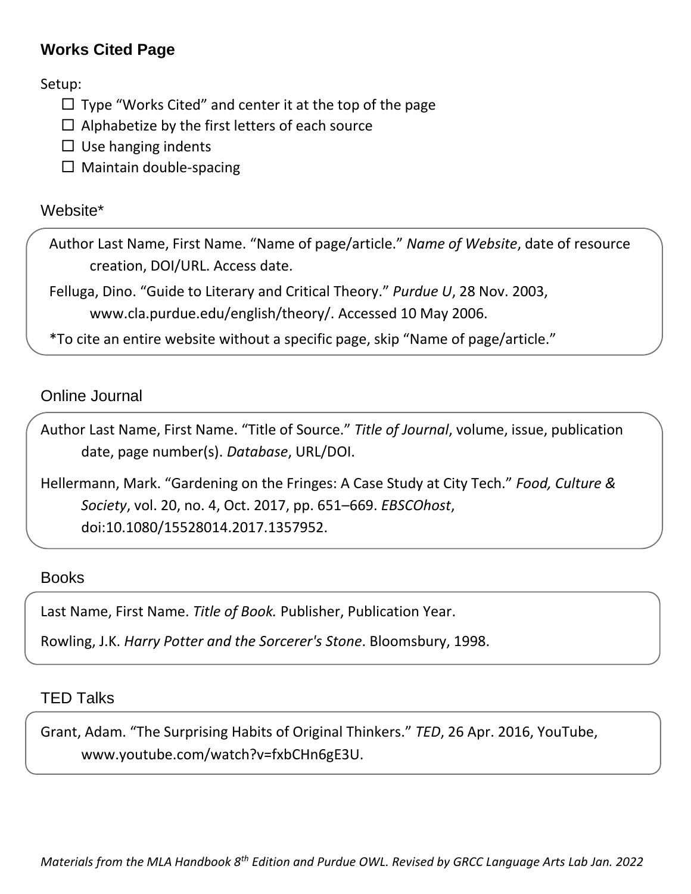## Works Cited Page

Setup:

- ☐ Type "Works Cited" and center it at the top of the page
- ☐ Alphabetize by the first letters of each source
- ☐ Use hanging indents
- ☐ Maintain double-spacing

### Website*

Author Last Name, First Name. "Name of page/article." *Name of Website*, date of resource creation, DOI/URL. Access date.

Felluga, Dino. "Guide to Literary and Critical Theory." *Purdue U*, 28 Nov. 2003, www.cla.purdue.edu/english/theory/. Accessed 10 May 2006.

*To cite an entire website without a specific page, skip "Name of page/article."

### Online Journal

Author Last Name, First Name. "Title of Source." *Title of Journal*, volume, issue, publication date, page number(s). *Database*, URL/DOI.

Hellermann, Mark. "Gardening on the Fringes: A Case Study at City Tech." *Food, Culture & Society*, vol. 20, no. 4, Oct. 2017, pp. 651–669. *EBSCOhost*, doi:10.1080/15528014.2017.1357952.

### Books

Last Name, First Name. *Title of Book.* Publisher, Publication Year.

Rowling, J.K. *Harry Potter and the Sorcerer's Stone*. Bloomsbury, 1998.

### TED Talks

Grant, Adam. "The Surprising Habits of Original Thinkers." *TED*, 26 Apr. 2016, YouTube, www.youtube.com/watch?v=fxbCHn6gE3U.

*Materials from the MLA Handbook 8th Edition and Purdue OWL. Revised by GRCC Language Arts Lab Jan. 2022*